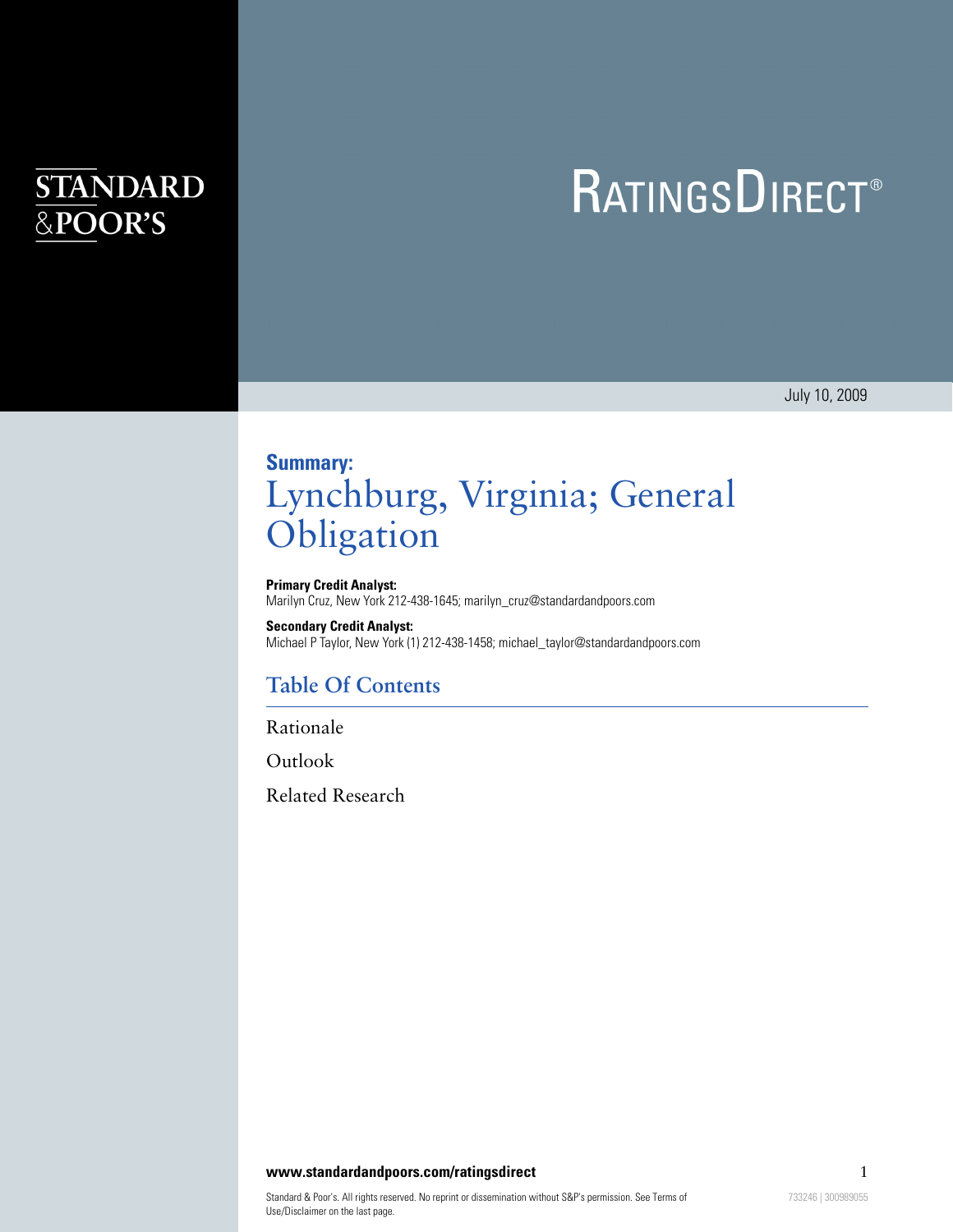STANDARD & POOR'S

# RatingsDirect®

July 10, 2009

**Summary:**

# Lynchburg, Virginia; General Obligation

**Primary Credit Analyst:**
Marilyn Cruz, New York 212-438-1645; marilyn_cruz@standardandpoors.com

**Secondary Credit Analyst:**
Michael P Taylor, New York (1) 212-438-1458; michael_taylor@standardandpoors.com

## Table Of Contents

Rationale

Outlook

Related Research

**www.standardandpoors.com/ratingsdirect**

Standard & Poor's. All rights reserved. No reprint or dissemination without S&P's permission. See Terms of Use/Disclaimer on the last page.

733246 | 300989055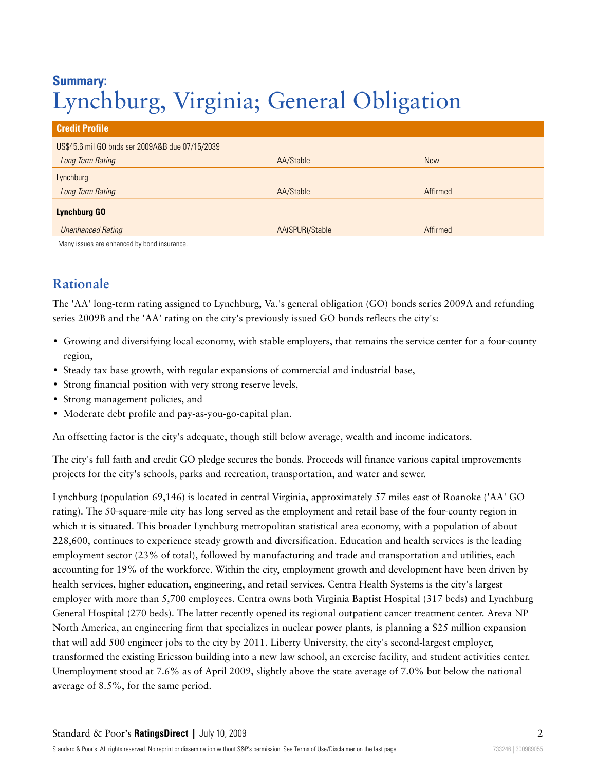# Summary:
# Lynchburg, Virginia; General Obligation

| Credit Profile | | |
|---|---|---|
| US$45.6 mil GO bnds ser 2009A&B due 07/15/2039 | | |
| *Long Term Rating* | AA/Stable | New |
| Lynchburg | | |
| *Long Term Rating* | AA/Stable | Affirmed |
| **Lynchburg GO** | | |
| *Unenhanced Rating* | AA(SPUR)/Stable | Affirmed |

Many issues are enhanced by bond insurance.

## Rationale

The 'AA' long-term rating assigned to Lynchburg, Va.'s general obligation (GO) bonds series 2009A and refunding series 2009B and the 'AA' rating on the city's previously issued GO bonds reflects the city's:

- Growing and diversifying local economy, with stable employers, that remains the service center for a four-county region,
- Steady tax base growth, with regular expansions of commercial and industrial base,
- Strong financial position with very strong reserve levels,
- Strong management policies, and
- Moderate debt profile and pay-as-you-go-capital plan.

An offsetting factor is the city's adequate, though still below average, wealth and income indicators.

The city's full faith and credit GO pledge secures the bonds. Proceeds will finance various capital improvements projects for the city's schools, parks and recreation, transportation, and water and sewer.

Lynchburg (population 69,146) is located in central Virginia, approximately 57 miles east of Roanoke ('AA' GO rating). The 50-square-mile city has long served as the employment and retail base of the four-county region in which it is situated. This broader Lynchburg metropolitan statistical area economy, with a population of about 228,600, continues to experience steady growth and diversification. Education and health services is the leading employment sector (23% of total), followed by manufacturing and trade and transportation and utilities, each accounting for 19% of the workforce. Within the city, employment growth and development have been driven by health services, higher education, engineering, and retail services. Centra Health Systems is the city's largest employer with more than 5,700 employees. Centra owns both Virginia Baptist Hospital (317 beds) and Lynchburg General Hospital (270 beds). The latter recently opened its regional outpatient cancer treatment center. Areva NP North America, an engineering firm that specializes in nuclear power plants, is planning a $25 million expansion that will add 500 engineer jobs to the city by 2011. Liberty University, the city's second-largest employer, transformed the existing Ericsson building into a new law school, an exercise facility, and student activities center. Unemployment stood at 7.6% as of April 2009, slightly above the state average of 7.0% but below the national average of 8.5%, for the same period.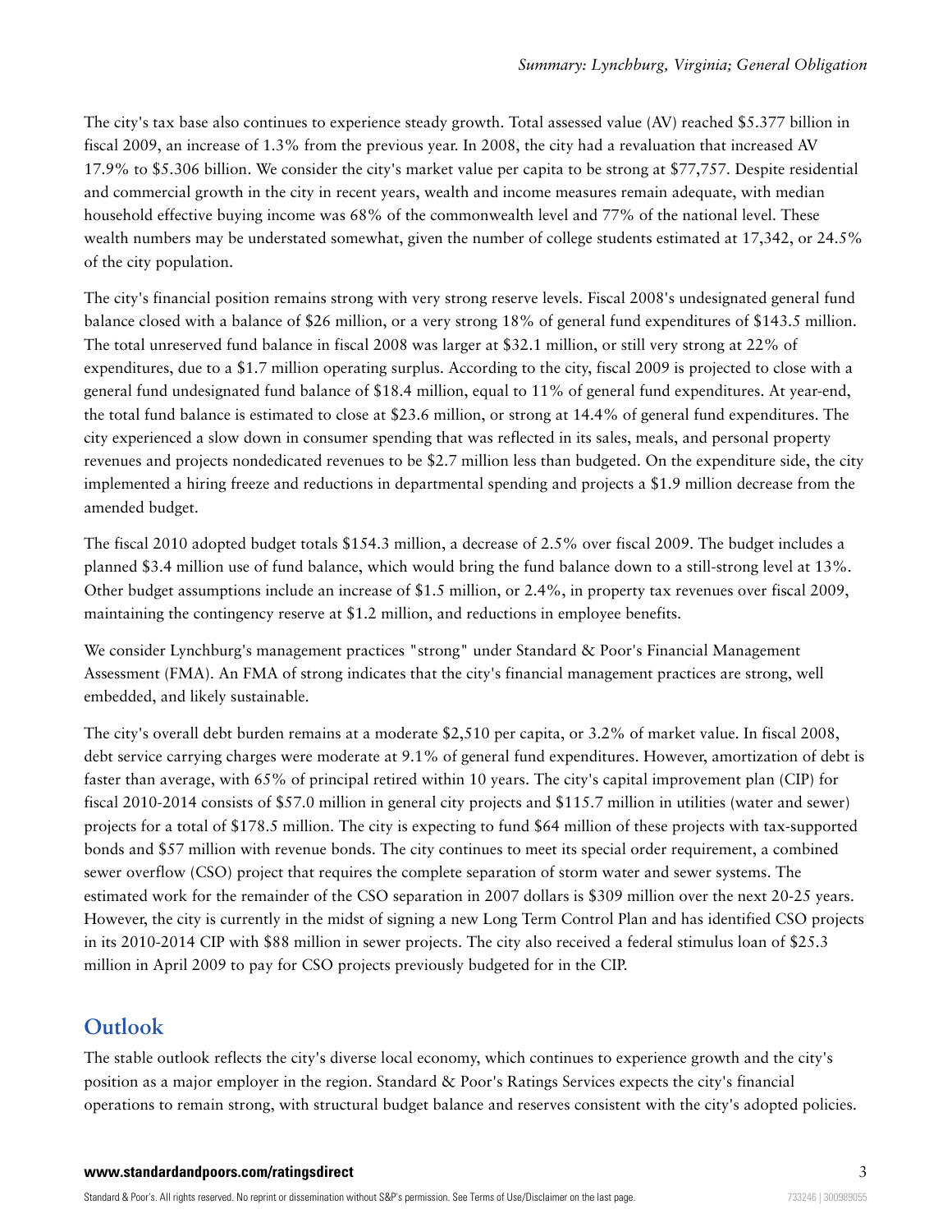The city's tax base also continues to experience steady growth. Total assessed value (AV) reached $5.377 billion in fiscal 2009, an increase of 1.3% from the previous year. In 2008, the city had a revaluation that increased AV 17.9% to $5.306 billion. We consider the city's market value per capita to be strong at $77,757. Despite residential and commercial growth in the city in recent years, wealth and income measures remain adequate, with median household effective buying income was 68% of the commonwealth level and 77% of the national level. These wealth numbers may be understated somewhat, given the number of college students estimated at 17,342, or 24.5% of the city population.

The city's financial position remains strong with very strong reserve levels. Fiscal 2008's undesignated general fund balance closed with a balance of $26 million, or a very strong 18% of general fund expenditures of $143.5 million. The total unreserved fund balance in fiscal 2008 was larger at $32.1 million, or still very strong at 22% of expenditures, due to a $1.7 million operating surplus. According to the city, fiscal 2009 is projected to close with a general fund undesignated fund balance of $18.4 million, equal to 11% of general fund expenditures. At year-end, the total fund balance is estimated to close at $23.6 million, or strong at 14.4% of general fund expenditures. The city experienced a slow down in consumer spending that was reflected in its sales, meals, and personal property revenues and projects nondedicated revenues to be $2.7 million less than budgeted. On the expenditure side, the city implemented a hiring freeze and reductions in departmental spending and projects a $1.9 million decrease from the amended budget.

The fiscal 2010 adopted budget totals $154.3 million, a decrease of 2.5% over fiscal 2009. The budget includes a planned $3.4 million use of fund balance, which would bring the fund balance down to a still-strong level at 13%. Other budget assumptions include an increase of $1.5 million, or 2.4%, in property tax revenues over fiscal 2009, maintaining the contingency reserve at $1.2 million, and reductions in employee benefits.

We consider Lynchburg's management practices "strong" under Standard & Poor's Financial Management Assessment (FMA). An FMA of strong indicates that the city's financial management practices are strong, well embedded, and likely sustainable.

The city's overall debt burden remains at a moderate $2,510 per capita, or 3.2% of market value. In fiscal 2008, debt service carrying charges were moderate at 9.1% of general fund expenditures. However, amortization of debt is faster than average, with 65% of principal retired within 10 years. The city's capital improvement plan (CIP) for fiscal 2010-2014 consists of $57.0 million in general city projects and $115.7 million in utilities (water and sewer) projects for a total of $178.5 million. The city is expecting to fund $64 million of these projects with tax-supported bonds and $57 million with revenue bonds. The city continues to meet its special order requirement, a combined sewer overflow (CSO) project that requires the complete separation of storm water and sewer systems. The estimated work for the remainder of the CSO separation in 2007 dollars is $309 million over the next 20-25 years. However, the city is currently in the midst of signing a new Long Term Control Plan and has identified CSO projects in its 2010-2014 CIP with $88 million in sewer projects. The city also received a federal stimulus loan of $25.3 million in April 2009 to pay for CSO projects previously budgeted for in the CIP.

## Outlook

The stable outlook reflects the city's diverse local economy, which continues to experience growth and the city's position as a major employer in the region. Standard & Poor's Ratings Services expects the city's financial operations to remain strong, with structural budget balance and reserves consistent with the city's adopted policies.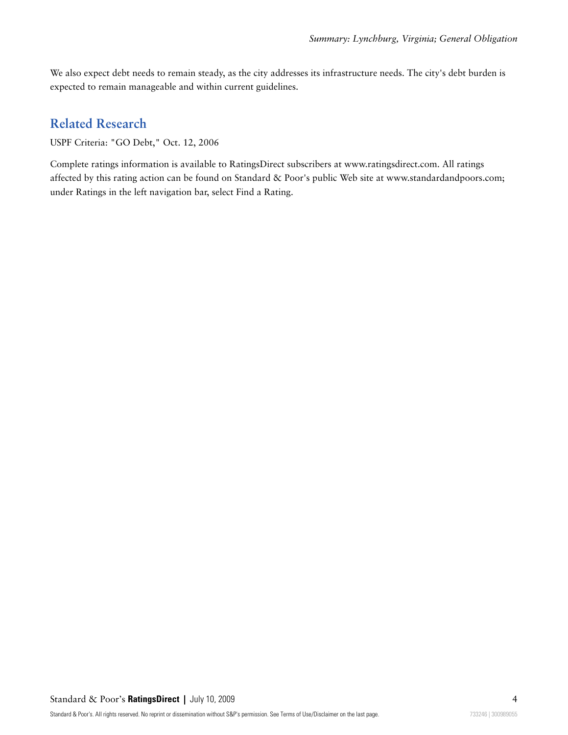We also expect debt needs to remain steady, as the city addresses its infrastructure needs. The city's debt burden is expected to remain manageable and within current guidelines.

## Related Research

USPF Criteria: "GO Debt," Oct. 12, 2006

Complete ratings information is available to RatingsDirect subscribers at www.ratingsdirect.com. All ratings affected by this rating action can be found on Standard & Poor's public Web site at www.standardandpoors.com; under Ratings in the left navigation bar, select Find a Rating.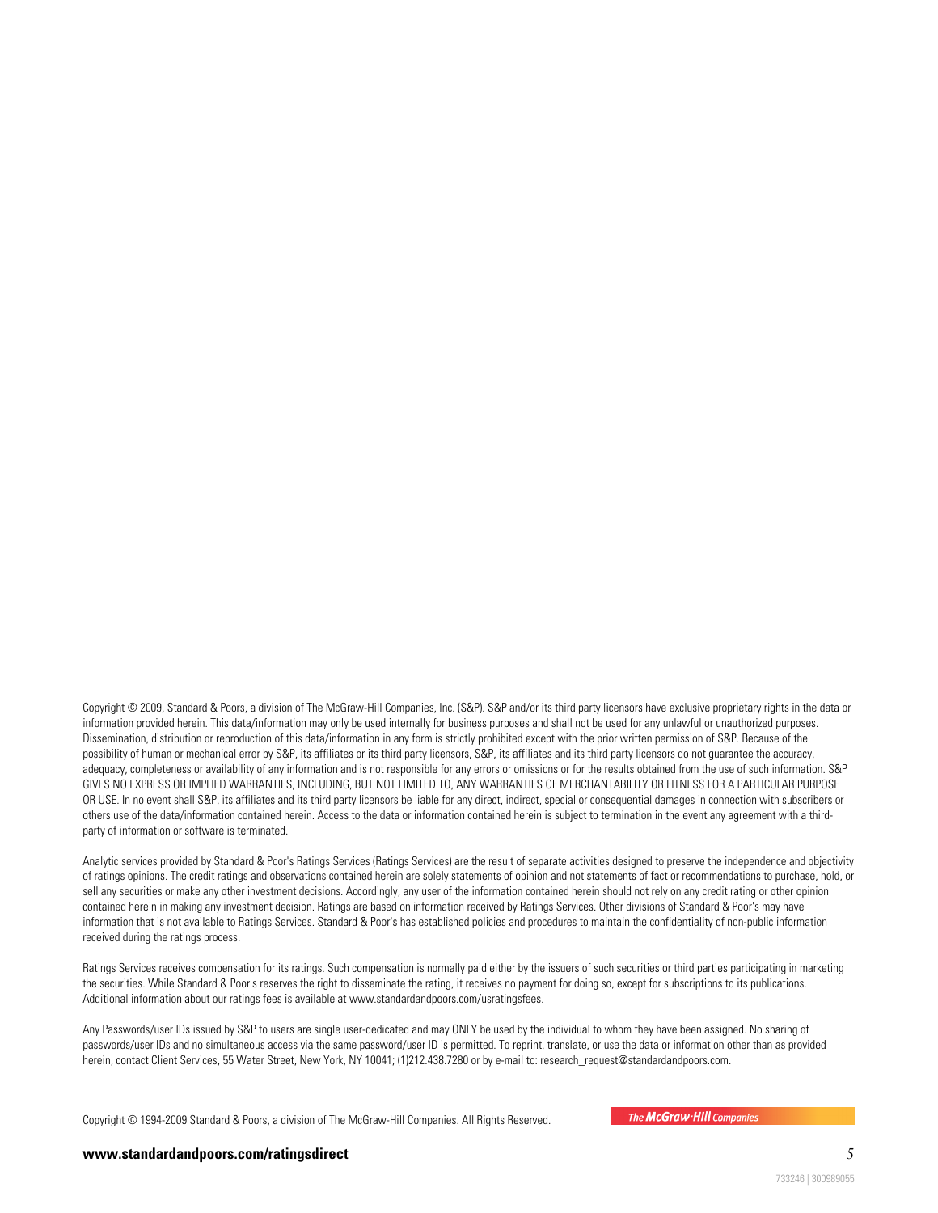Copyright © 2009, Standard & Poors, a division of The McGraw-Hill Companies, Inc. (S&P). S&P and/or its third party licensors have exclusive proprietary rights in the data or information provided herein. This data/information may only be used internally for business purposes and shall not be used for any unlawful or unauthorized purposes. Dissemination, distribution or reproduction of this data/information in any form is strictly prohibited except with the prior written permission of S&P. Because of the possibility of human or mechanical error by S&P, its affiliates or its third party licensors, S&P, its affiliates and its third party licensors do not guarantee the accuracy, adequacy, completeness or availability of any information and is not responsible for any errors or omissions or for the results obtained from the use of such information. S&P GIVES NO EXPRESS OR IMPLIED WARRANTIES, INCLUDING, BUT NOT LIMITED TO, ANY WARRANTIES OF MERCHANTABILITY OR FITNESS FOR A PARTICULAR PURPOSE OR USE. In no event shall S&P, its affiliates and its third party licensors be liable for any direct, indirect, special or consequential damages in connection with subscribers or others use of the data/information contained herein. Access to the data or information contained herein is subject to termination in the event any agreement with a third-party of information or software is terminated.

Analytic services provided by Standard & Poor's Ratings Services (Ratings Services) are the result of separate activities designed to preserve the independence and objectivity of ratings opinions. The credit ratings and observations contained herein are solely statements of opinion and not statements of fact or recommendations to purchase, hold, or sell any securities or make any other investment decisions. Accordingly, any user of the information contained herein should not rely on any credit rating or other opinion contained herein in making any investment decision. Ratings are based on information received by Ratings Services. Other divisions of Standard & Poor's may have information that is not available to Ratings Services. Standard & Poor's has established policies and procedures to maintain the confidentiality of non-public information received during the ratings process.

Ratings Services receives compensation for its ratings. Such compensation is normally paid either by the issuers of such securities or third parties participating in marketing the securities. While Standard & Poor's reserves the right to disseminate the rating, it receives no payment for doing so, except for subscriptions to its publications. Additional information about our ratings fees is available at www.standardandpoors.com/usratingsfees.

Any Passwords/user IDs issued by S&P to users are single user-dedicated and may ONLY be used by the individual to whom they have been assigned. No sharing of passwords/user IDs and no simultaneous access via the same password/user ID is permitted. To reprint, translate, or use the data or information other than as provided herein, contact Client Services, 55 Water Street, New York, NY 10041; (1)212.438.7280 or by e-mail to: research_request@standardandpoors.com.

Copyright © 1994-2009 Standard & Poors, a division of The McGraw-Hill Companies. All Rights Reserved.

The McGraw-Hill Companies